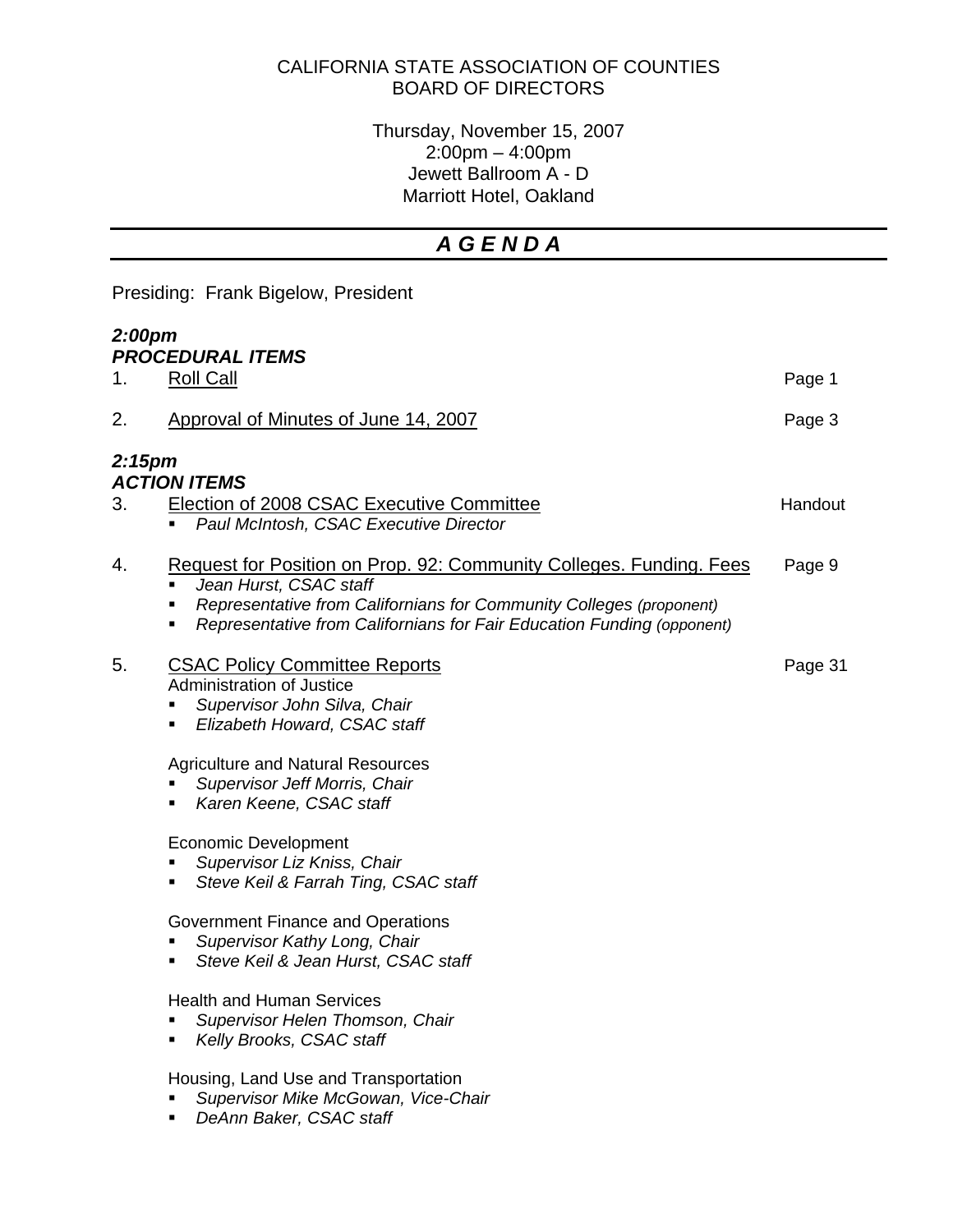CALIFORNIA STATE ASSOCIATION OF COUNTIES
BOARD OF DIRECTORS

Thursday, November 15, 2007
2:00pm – 4:00pm
Jewett Ballroom A - D
Marriott Hotel, Oakland

# *A G E N D A*

Presiding: Frank Bigelow, President

***2:00pm***
***PROCEDURAL ITEMS***

1. Roll Call — Page 1

2. Approval of Minutes of June 14, 2007 — Page 3

***2:15pm***
***ACTION ITEMS***

3. Election of 2008 CSAC Executive Committee — Handout
   - *Paul McIntosh, CSAC Executive Director*

4. Request for Position on Prop. 92: Community Colleges. Funding. Fees — Page 9
   - *Jean Hurst, CSAC staff*
   - *Representative from Californians for Community Colleges (proponent)*
   - *Representative from Californians for Fair Education Funding (opponent)*

5. CSAC Policy Committee Reports — Page 31

   Administration of Justice
   - *Supervisor John Silva, Chair*
   - *Elizabeth Howard, CSAC staff*

   Agriculture and Natural Resources
   - *Supervisor Jeff Morris, Chair*
   - *Karen Keene, CSAC staff*

   Economic Development
   - *Supervisor Liz Kniss, Chair*
   - *Steve Keil & Farrah Ting, CSAC staff*

   Government Finance and Operations
   - *Supervisor Kathy Long, Chair*
   - *Steve Keil & Jean Hurst, CSAC staff*

   Health and Human Services
   - *Supervisor Helen Thomson, Chair*
   - *Kelly Brooks, CSAC staff*

   Housing, Land Use and Transportation
   - *Supervisor Mike McGowan, Vice-Chair*
   - *DeAnn Baker, CSAC staff*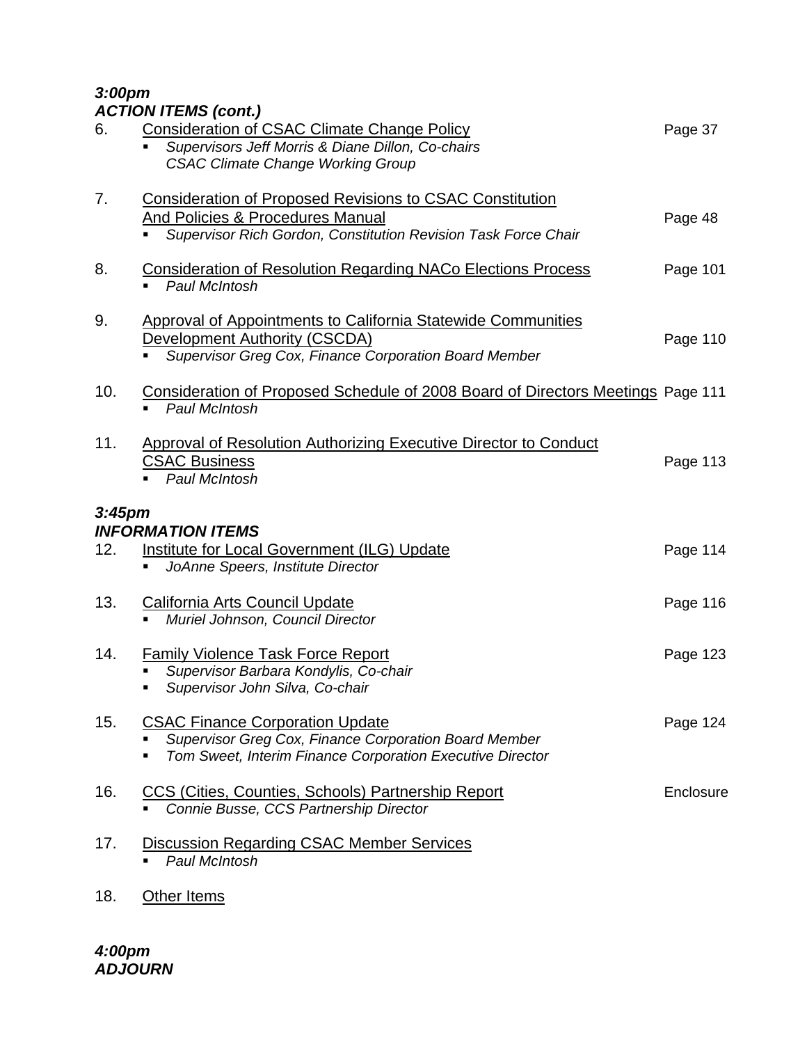***3:00pm***
***ACTION ITEMS (cont.)***

6. Consideration of CSAC Climate Change Policy — Page 37
   - *Supervisors Jeff Morris & Diane Dillon, Co-chairs CSAC Climate Change Working Group*

7. Consideration of Proposed Revisions to CSAC Constitution And Policies & Procedures Manual — Page 48
   - *Supervisor Rich Gordon, Constitution Revision Task Force Chair*

8. Consideration of Resolution Regarding NACo Elections Process — Page 101
   - *Paul McIntosh*

9. Approval of Appointments to California Statewide Communities Development Authority (CSCDA) — Page 110
   - *Supervisor Greg Cox, Finance Corporation Board Member*

10. Consideration of Proposed Schedule of 2008 Board of Directors Meetings — Page 111
    - *Paul McIntosh*

11. Approval of Resolution Authorizing Executive Director to Conduct CSAC Business — Page 113
    - *Paul McIntosh*

***3:45pm***
***INFORMATION ITEMS***

12. Institute for Local Government (ILG) Update — Page 114
    - *JoAnne Speers, Institute Director*

13. California Arts Council Update — Page 116
    - *Muriel Johnson, Council Director*

14. Family Violence Task Force Report — Page 123
    - *Supervisor Barbara Kondylis, Co-chair*
    - *Supervisor John Silva, Co-chair*

15. CSAC Finance Corporation Update — Page 124
    - *Supervisor Greg Cox, Finance Corporation Board Member*
    - *Tom Sweet, Interim Finance Corporation Executive Director*

16. CCS (Cities, Counties, Schools) Partnership Report — Enclosure
    - *Connie Busse, CCS Partnership Director*

17. Discussion Regarding CSAC Member Services
    - *Paul McIntosh*

18. Other Items

***4:00pm***
***ADJOURN***